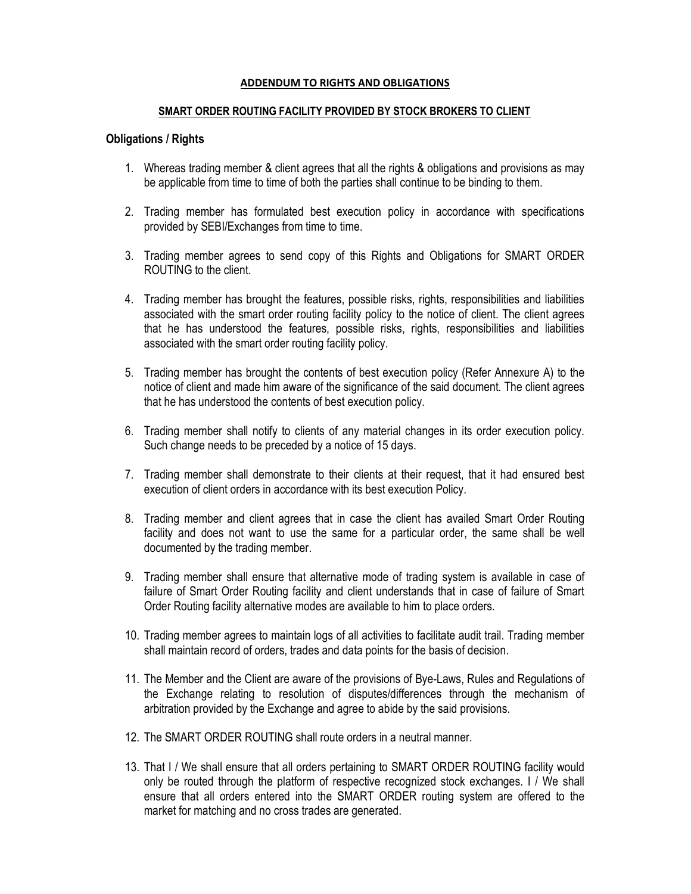## ADDENDUM TO RIGHTS AND OBLIGATIONS

### SMART ORDER ROUTING FACILITY PROVIDED BY STOCK BROKERS TO CLIENT

**Obligations / Rights**

1. Whereas trading member & client agrees that all the rights & obligations and provisions as may be applicable from time to time of both the parties shall continue to be binding to them.

2. Trading member has formulated best execution policy in accordance with specifications provided by SEBI/Exchanges from time to time.

3. Trading member agrees to send copy of this Rights and Obligations for SMART ORDER ROUTING to the client.

4. Trading member has brought the features, possible risks, rights, responsibilities and liabilities associated with the smart order routing facility policy to the notice of client. The client agrees that he has understood the features, possible risks, rights, responsibilities and liabilities associated with the smart order routing facility policy.

5. Trading member has brought the contents of best execution policy (Refer Annexure A) to the notice of client and made him aware of the significance of the said document. The client agrees that he has understood the contents of best execution policy.

6. Trading member shall notify to clients of any material changes in its order execution policy. Such change needs to be preceded by a notice of 15 days.

7. Trading member shall demonstrate to their clients at their request, that it had ensured best execution of client orders in accordance with its best execution Policy.

8. Trading member and client agrees that in case the client has availed Smart Order Routing facility and does not want to use the same for a particular order, the same shall be well documented by the trading member.

9. Trading member shall ensure that alternative mode of trading system is available in case of failure of Smart Order Routing facility and client understands that in case of failure of Smart Order Routing facility alternative modes are available to him to place orders.

10. Trading member agrees to maintain logs of all activities to facilitate audit trail. Trading member shall maintain record of orders, trades and data points for the basis of decision.

11. The Member and the Client are aware of the provisions of Bye-Laws, Rules and Regulations of the Exchange relating to resolution of disputes/differences through the mechanism of arbitration provided by the Exchange and agree to abide by the said provisions.

12. The SMART ORDER ROUTING shall route orders in a neutral manner.

13. That I / We shall ensure that all orders pertaining to SMART ORDER ROUTING facility would only be routed through the platform of respective recognized stock exchanges. I / We shall ensure that all orders entered into the SMART ORDER routing system are offered to the market for matching and no cross trades are generated.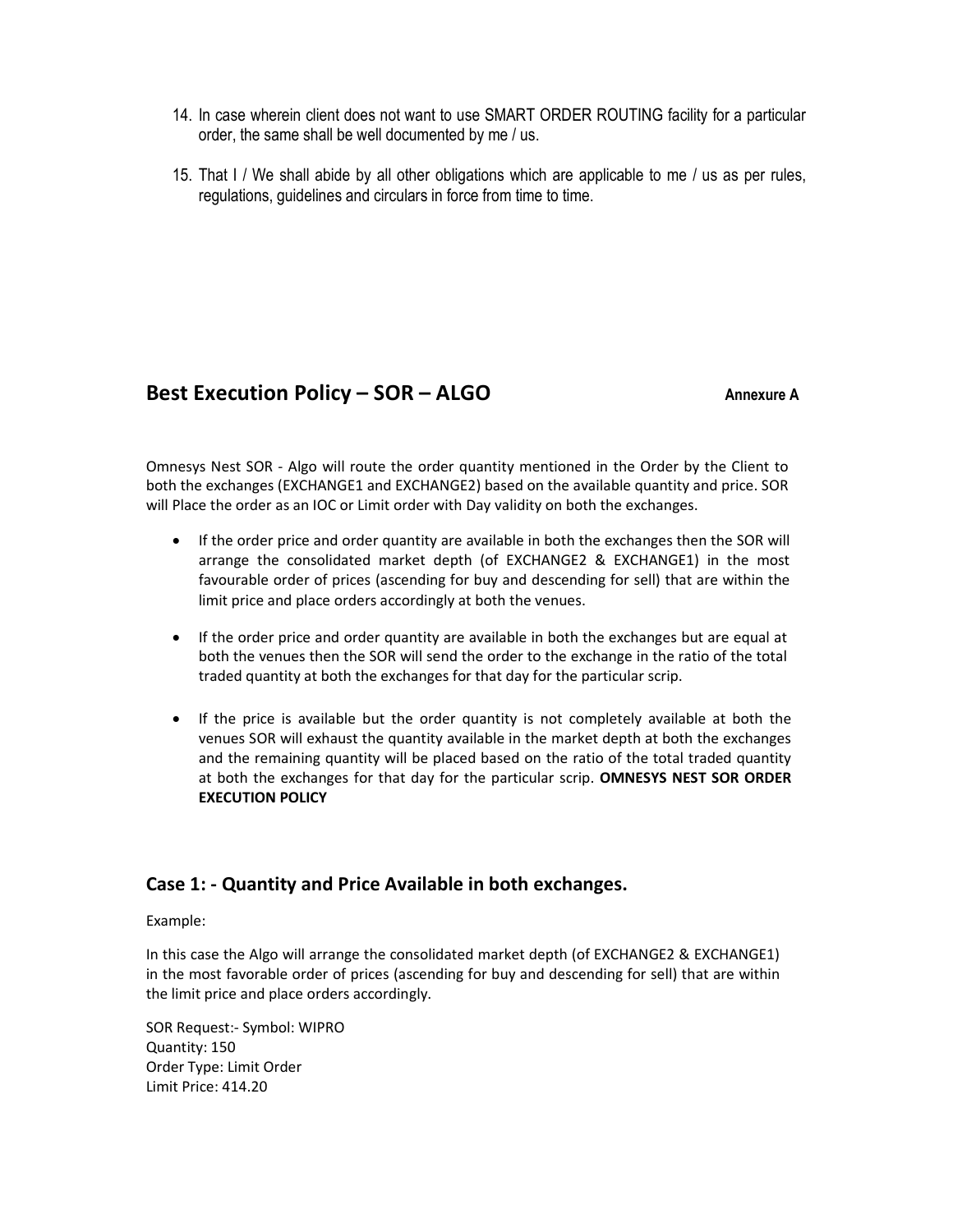14. In case wherein client does not want to use SMART ORDER ROUTING facility for a particular order, the same shall be well documented by me / us.

15. That I / We shall abide by all other obligations which are applicable to me / us as per rules, regulations, guidelines and circulars in force from time to time.

## Best Execution Policy – SOR – ALGO

**Annexure A**

Omnesys Nest SOR - Algo will route the order quantity mentioned in the Order by the Client to both the exchanges (EXCHANGE1 and EXCHANGE2) based on the available quantity and price. SOR will Place the order as an IOC or Limit order with Day validity on both the exchanges.

- If the order price and order quantity are available in both the exchanges then the SOR will arrange the consolidated market depth (of EXCHANGE2 & EXCHANGE1) in the most favourable order of prices (ascending for buy and descending for sell) that are within the limit price and place orders accordingly at both the venues.
- If the order price and order quantity are available in both the exchanges but are equal at both the venues then the SOR will send the order to the exchange in the ratio of the total traded quantity at both the exchanges for that day for the particular scrip.
- If the price is available but the order quantity is not completely available at both the venues SOR will exhaust the quantity available in the market depth at both the exchanges and the remaining quantity will be placed based on the ratio of the total traded quantity at both the exchanges for that day for the particular scrip. **OMNESYS NEST SOR ORDER EXECUTION POLICY**

## Case 1: - Quantity and Price Available in both exchanges.

Example:

In this case the Algo will arrange the consolidated market depth (of EXCHANGE2 & EXCHANGE1) in the most favorable order of prices (ascending for buy and descending for sell) that are within the limit price and place orders accordingly.

SOR Request:- Symbol: WIPRO
Quantity: 150
Order Type: Limit Order
Limit Price: 414.20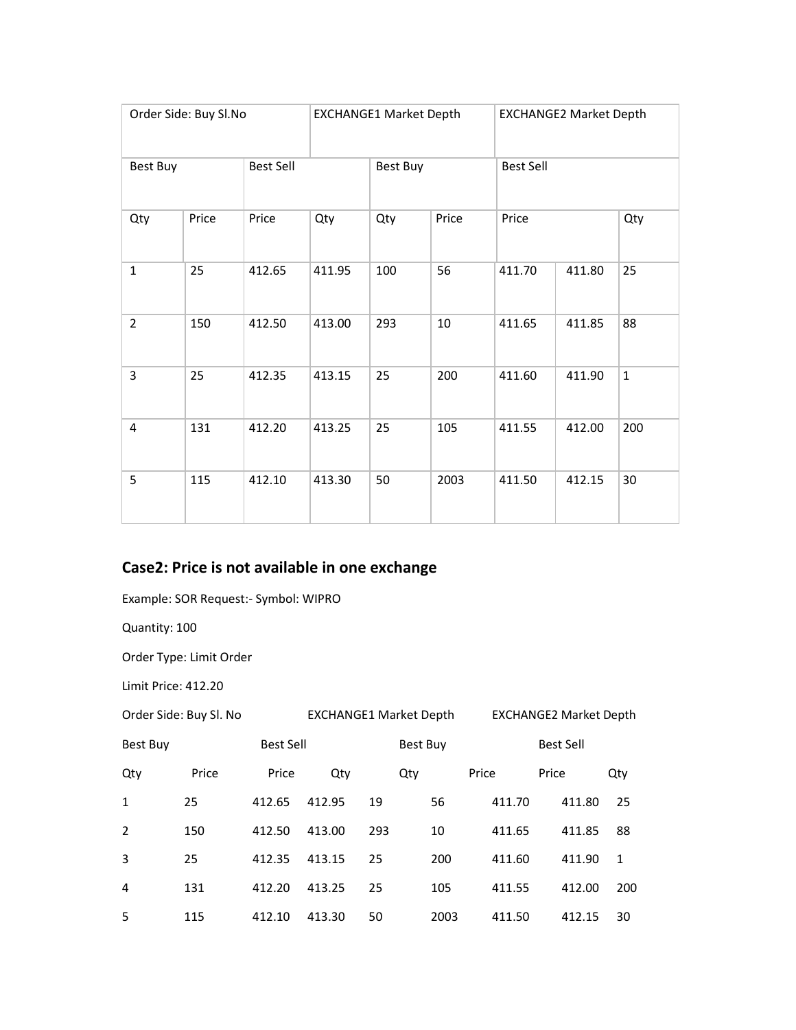| Order Side: Buy Sl.No | | EXCHANGE1 Market Depth | | | EXCHANGE2 Market Depth | | | |
|---|---|---|---|---|---|---|---|---|
| Best Buy | | Best Sell | | Best Buy | | Best Sell | | |
| Qty | Price | Price | Qty | Qty | Price | Price | | Qty |
| 1 | 25 | 412.65 | 411.95 | 100 | 56 | 411.70 | 411.80 | 25 |
| 2 | 150 | 412.50 | 413.00 | 293 | 10 | 411.65 | 411.85 | 88 |
| 3 | 25 | 412.35 | 413.15 | 25 | 200 | 411.60 | 411.90 | 1 |
| 4 | 131 | 412.20 | 413.25 | 25 | 105 | 411.55 | 412.00 | 200 |
| 5 | 115 | 412.10 | 413.30 | 50 | 2003 | 411.50 | 412.15 | 30 |

## Case2: Price is not available in one exchange

Example: SOR Request:- Symbol: WIPRO

Quantity: 100

Order Type: Limit Order

Limit Price: 412.20

| Order Side: Buy Sl. No | | EXCHANGE1 Market Depth | | | EXCHANGE2 Market Depth | | | |
|---|---|---|---|---|---|---|---|---|
| Best Buy | | Best Sell | | Best Buy | | Best Sell | | |
| Qty | Price | Price | Qty | Qty | Price | Price | | Qty |
| 1 | 25 | 412.65 | 412.95 | 19 | 56 | 411.70 | 411.80 | 25 |
| 2 | 150 | 412.50 | 413.00 | 293 | 10 | 411.65 | 411.85 | 88 |
| 3 | 25 | 412.35 | 413.15 | 25 | 200 | 411.60 | 411.90 | 1 |
| 4 | 131 | 412.20 | 413.25 | 25 | 105 | 411.55 | 412.00 | 200 |
| 5 | 115 | 412.10 | 413.30 | 50 | 2003 | 411.50 | 412.15 | 30 |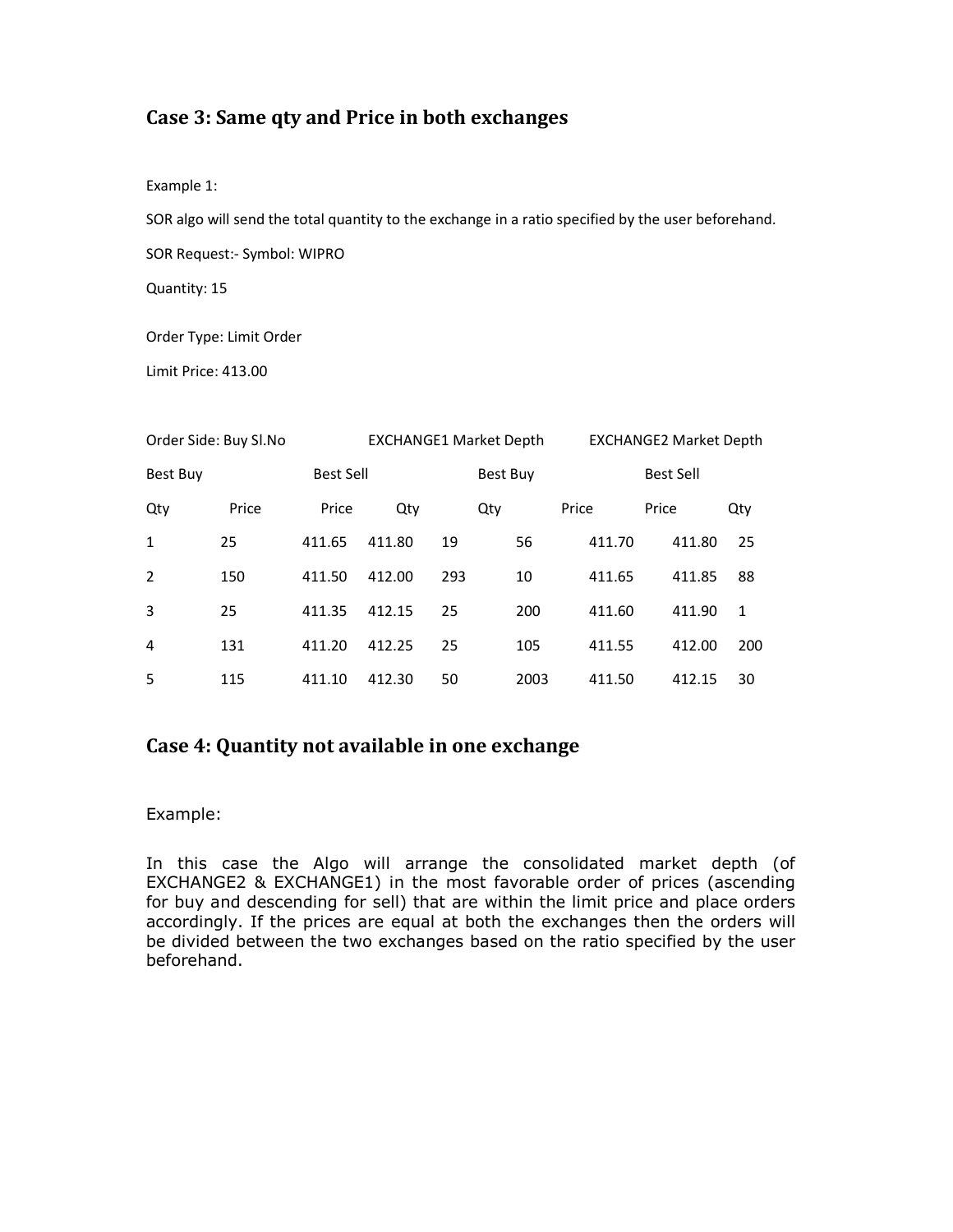## Case 3: Same qty and Price in both exchanges

Example 1:

SOR algo will send the total quantity to the exchange in a ratio specified by the user beforehand.

SOR Request:- Symbol: WIPRO

Quantity: 15

Order Type: Limit Order

Limit Price: 413.00

Order Side: Buy

| Sl.No | EXCHANGE1 Market Depth | | | | EXCHANGE2 Market Depth | | | |
|---|---|---|---|---|---|---|---|---|
| | Best Buy | | Best Sell | | Best Buy | | Best Sell | |
| | Qty | Price | Price | Qty | Qty | Price | Price | Qty |
| 1 | 25 | 411.65 | 411.80 | 19 | 56 | 411.70 | 411.80 | 25 |
| 2 | 150 | 411.50 | 412.00 | 293 | 10 | 411.65 | 411.85 | 88 |
| 3 | 25 | 411.35 | 412.15 | 25 | 200 | 411.60 | 411.90 | 1 |
| 4 | 131 | 411.20 | 412.25 | 25 | 105 | 411.55 | 412.00 | 200 |
| 5 | 115 | 411.10 | 412.30 | 50 | 2003 | 411.50 | 412.15 | 30 |

## Case 4: Quantity not available in one exchange

Example:

In this case the Algo will arrange the consolidated market depth (of EXCHANGE2 & EXCHANGE1) in the most favorable order of prices (ascending for buy and descending for sell) that are within the limit price and place orders accordingly. If the prices are equal at both the exchanges then the orders will be divided between the two exchanges based on the ratio specified by the user beforehand.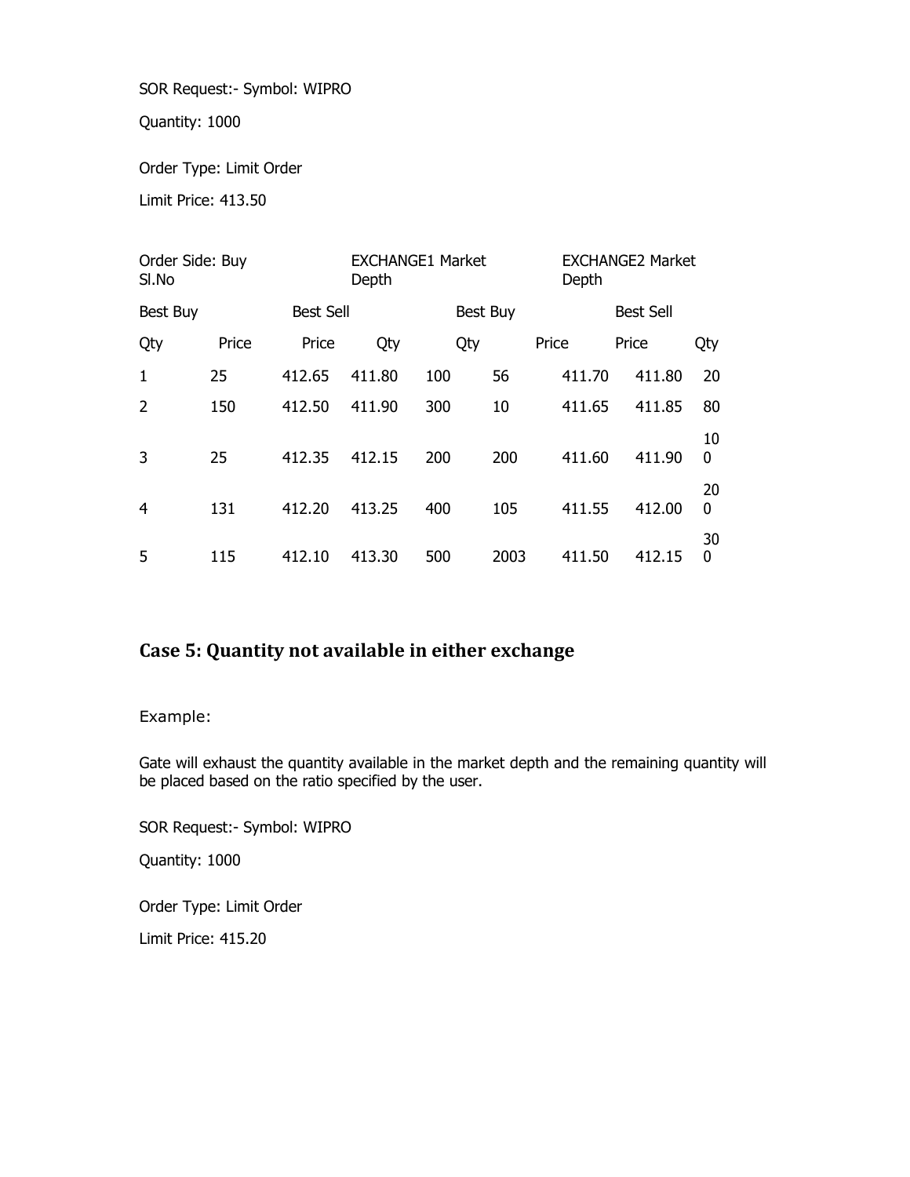SOR Request:- Symbol: WIPRO

Quantity: 1000

Order Type: Limit Order

Limit Price: 413.50

| Order Side: Buy Sl.No | EXCHANGE1 Market Depth | | | | EXCHANGE2 Market Depth | | | |
|---|---|---|---|---|---|---|---|---|
| | Best Buy | | Best Sell | | Best Buy | | Best Sell | |
| | Qty | Price | Price | Qty | Qty | Price | Price | Qty |
| 1 | 25 | 412.65 | 411.80 | 100 | 56 | 411.70 | 411.80 | 20 |
| 2 | 150 | 412.50 | 411.90 | 300 | 10 | 411.65 | 411.85 | 80 |
| 3 | 25 | 412.35 | 412.15 | 200 | 200 | 411.60 | 411.90 | 100 |
| 4 | 131 | 412.20 | 413.25 | 400 | 105 | 411.55 | 412.00 | 200 |
| 5 | 115 | 412.10 | 413.30 | 500 | 2003 | 411.50 | 412.15 | 300 |

## Case 5: Quantity not available in either exchange

Example:

Gate will exhaust the quantity available in the market depth and the remaining quantity will be placed based on the ratio specified by the user.

SOR Request:- Symbol: WIPRO

Quantity: 1000

Order Type: Limit Order

Limit Price: 415.20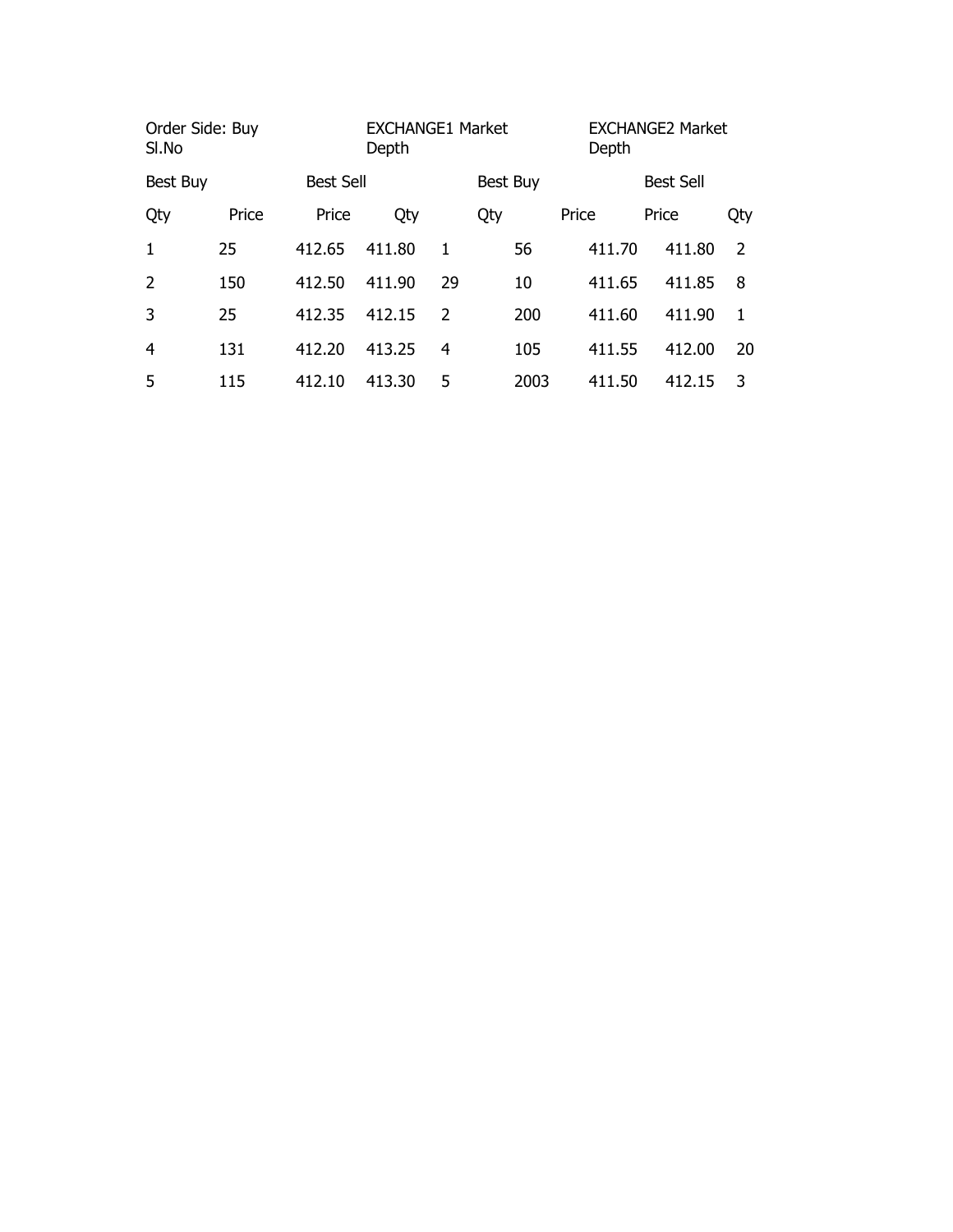Order Side: Buy

| Sl.No | EXCHANGE1 Market Depth | | | | EXCHANGE2 Market Depth | | | |
|---|---|---|---|---|---|---|---|---|
| | Best Buy | | Best Sell | | Best Buy | | Best Sell | |
| | Qty | Price | Price | Qty | Qty | Price | Price | Qty |
| 1 | 25 | 412.65 | 411.80 | 1 | 56 | 411.70 | 411.80 | 2 |
| 2 | 150 | 412.50 | 411.90 | 29 | 10 | 411.65 | 411.85 | 8 |
| 3 | 25 | 412.35 | 412.15 | 2 | 200 | 411.60 | 411.90 | 1 |
| 4 | 131 | 412.20 | 413.25 | 4 | 105 | 411.55 | 412.00 | 20 |
| 5 | 115 | 412.10 | 413.30 | 5 | 2003 | 411.50 | 412.15 | 3 |